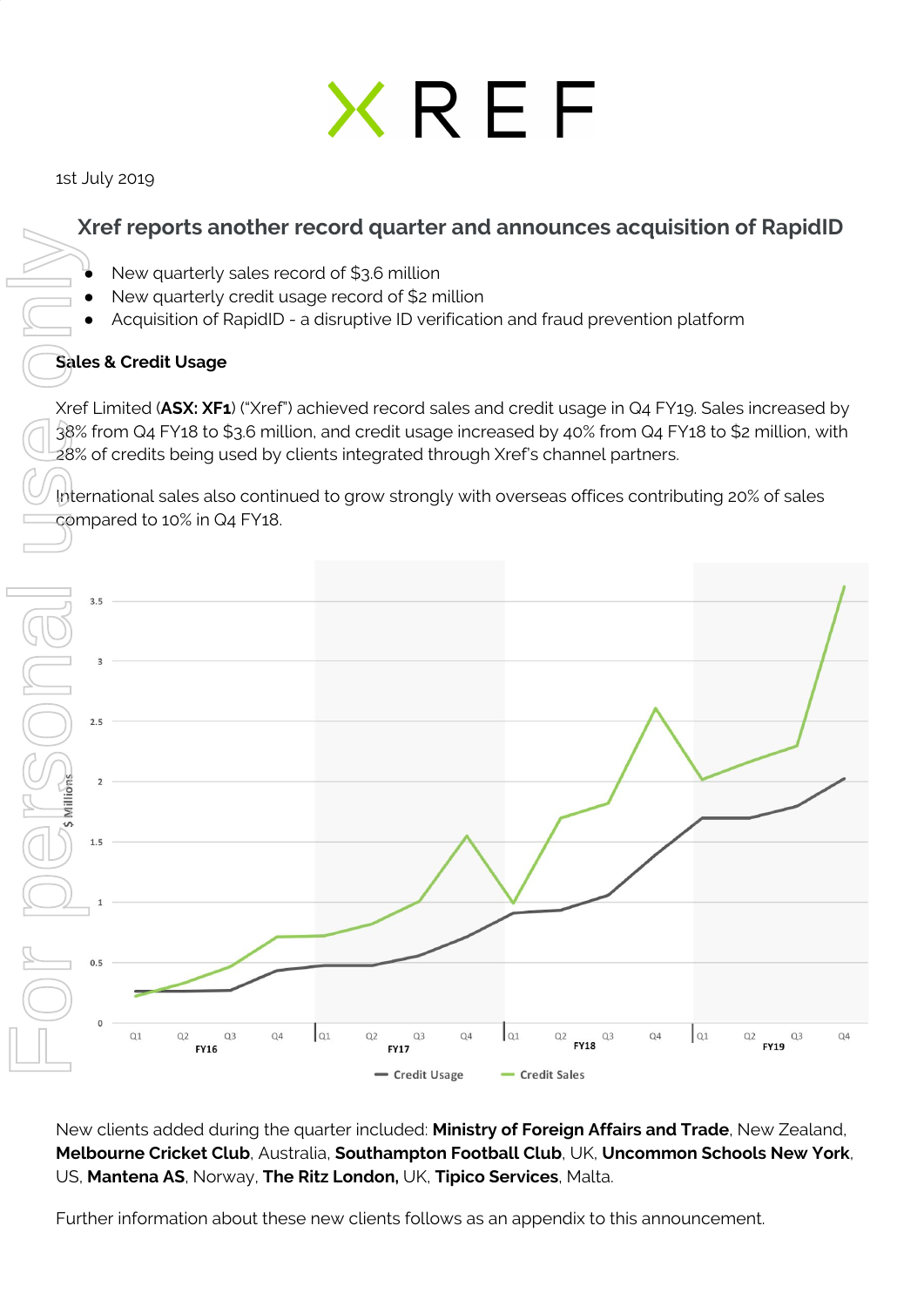XREF

1st July 2019

## Xref reports another record quarter and announces acquisition of RapidID

- New quarterly sales record of $3.6 million
- New quarterly credit usage record of $2 million
- Acquisition of RapidID - a disruptive ID verification and fraud prevention platform

**Sales & Credit Usage**

Xref Limited (**ASX: XF1**) ("Xref") achieved record sales and credit usage in Q4 FY19. Sales increased by 38% from Q4 FY18 to $3.6 million, and credit usage increased by 40% from Q4 FY18 to $2 million, with 28% of credits being used by clients integrated through Xref's channel partners.

International sales also continued to grow strongly with overseas offices contributing 20% of sales compared to 10% in Q4 FY18.

New clients added during the quarter included: **Ministry of Foreign Affairs and Trade**, New Zealand, **Melbourne Cricket Club**, Australia, **Southampton Football Club**, UK, **Uncommon Schools New York**, US, **Mantena AS**, Norway, **The Ritz London,** UK, **Tipico Services**, Malta.

Further information about these new clients follows as an appendix to this announcement.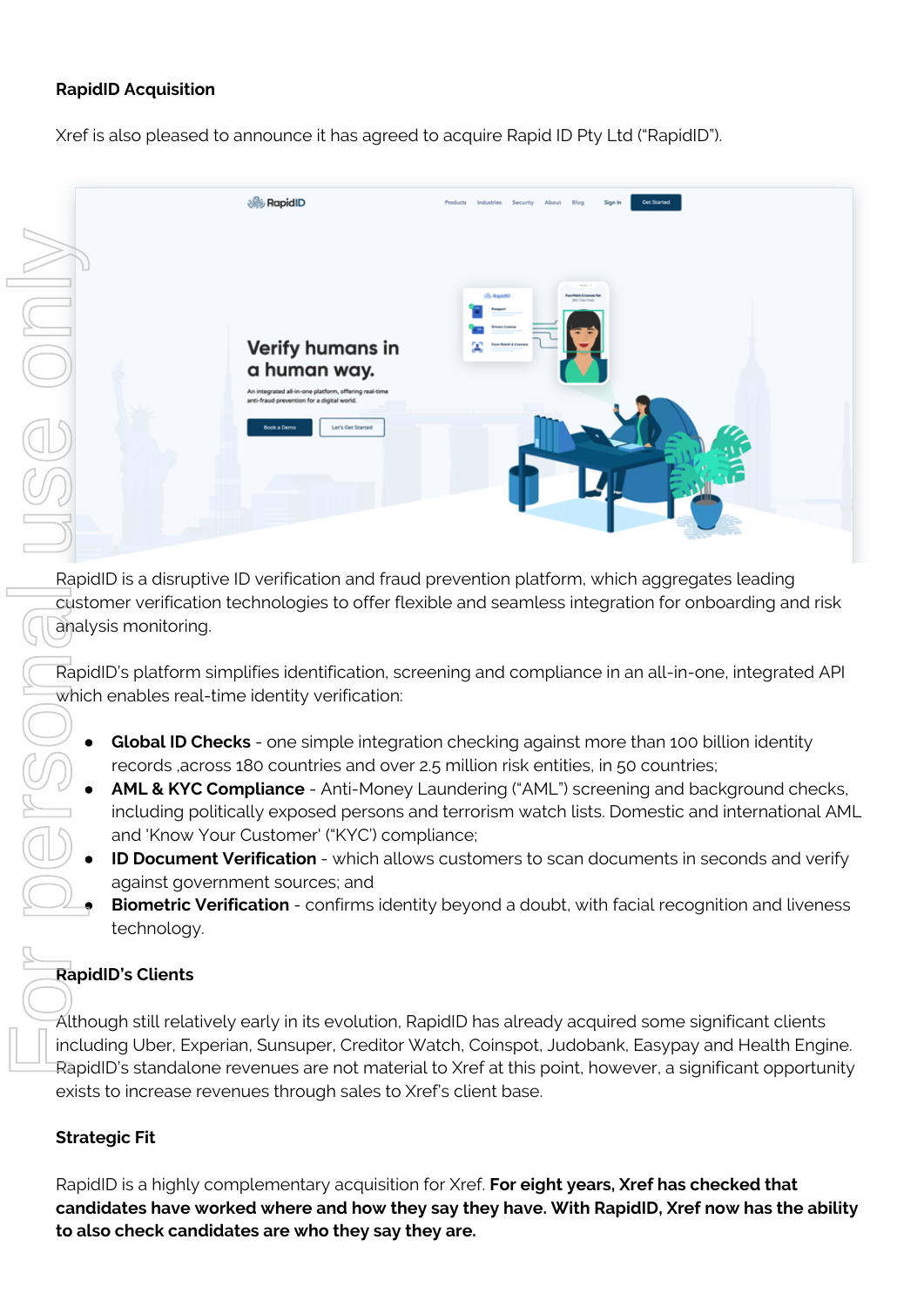**RapidID Acquisition**

Xref is also pleased to announce it has agreed to acquire Rapid ID Pty Ltd ("RapidID").

RapidID is a disruptive ID verification and fraud prevention platform, which aggregates leading customer verification technologies to offer flexible and seamless integration for onboarding and risk analysis monitoring.

RapidID's platform simplifies identification, screening and compliance in an all-in-one, integrated API which enables real-time identity verification:

- **Global ID Checks** - one simple integration checking against more than 100 billion identity records ,across 180 countries and over 2.5 million risk entities, in 50 countries;
- **AML & KYC Compliance** - Anti-Money Laundering ("AML") screening and background checks, including politically exposed persons and terrorism watch lists. Domestic and international AML and 'Know Your Customer' ("KYC') compliance;
- **ID Document Verification** - which allows customers to scan documents in seconds and verify against government sources; and
- **Biometric Verification** - confirms identity beyond a doubt, with facial recognition and liveness technology.

**RapidID's Clients**

Although still relatively early in its evolution, RapidID has already acquired some significant clients including Uber, Experian, Sunsuper, Creditor Watch, Coinspot, Judobank, Easypay and Health Engine. RapidID's standalone revenues are not material to Xref at this point, however, a significant opportunity exists to increase revenues through sales to Xref's client base.

**Strategic Fit**

RapidID is a highly complementary acquisition for Xref. **For eight years, Xref has checked that candidates have worked where and how they say they have. With RapidID, Xref now has the ability to also check candidates are who they say they are.**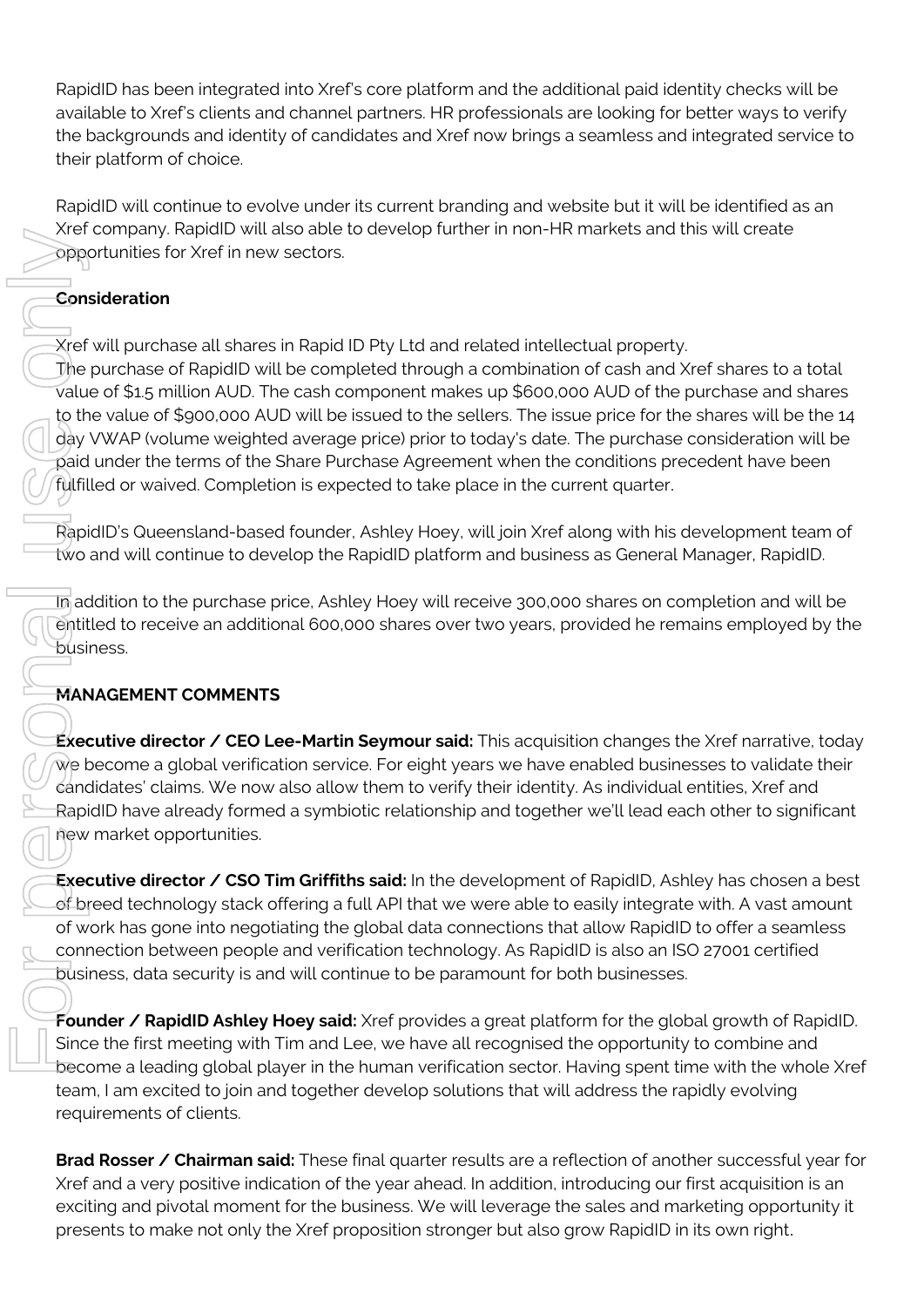RapidID has been integrated into Xref's core platform and the additional paid identity checks will be available to Xref's clients and channel partners. HR professionals are looking for better ways to verify the backgrounds and identity of candidates and Xref now brings a seamless and integrated service to their platform of choice.

RapidID will continue to evolve under its current branding and website but it will be identified as an Xref company. RapidID will also able to develop further in non-HR markets and this will create opportunities for Xref in new sectors.

**Consideration**

Xref will purchase all shares in Rapid ID Pty Ltd and related intellectual property.
The purchase of RapidID will be completed through a combination of cash and Xref shares to a total value of $1.5 million AUD. The cash component makes up $600,000 AUD of the purchase and shares to the value of $900,000 AUD will be issued to the sellers. The issue price for the shares will be the 14 day VWAP (volume weighted average price) prior to today's date. The purchase consideration will be paid under the terms of the Share Purchase Agreement when the conditions precedent have been fulfilled or waived. Completion is expected to take place in the current quarter.

RapidID's Queensland-based founder, Ashley Hoey, will join Xref along with his development team of two and will continue to develop the RapidID platform and business as General Manager, RapidID.

In addition to the purchase price, Ashley Hoey will receive 300,000 shares on completion and will be entitled to receive an additional 600,000 shares over two years, provided he remains employed by the business.

**MANAGEMENT COMMENTS**

**Executive director / CEO Lee-Martin Seymour said:** This acquisition changes the Xref narrative, today we become a global verification service. For eight years we have enabled businesses to validate their candidates' claims. We now also allow them to verify their identity. As individual entities, Xref and RapidID have already formed a symbiotic relationship and together we'll lead each other to significant new market opportunities.

**Executive director / CSO Tim Griffiths said:** In the development of RapidID, Ashley has chosen a best of breed technology stack offering a full API that we were able to easily integrate with. A vast amount of work has gone into negotiating the global data connections that allow RapidID to offer a seamless connection between people and verification technology. As RapidID is also an ISO 27001 certified business, data security is and will continue to be paramount for both businesses.

**Founder / RapidID Ashley Hoey said:** Xref provides a great platform for the global growth of RapidID. Since the first meeting with Tim and Lee, we have all recognised the opportunity to combine and become a leading global player in the human verification sector. Having spent time with the whole Xref team, I am excited to join and together develop solutions that will address the rapidly evolving requirements of clients.

**Brad Rosser / Chairman said:** These final quarter results are a reflection of another successful year for Xref and a very positive indication of the year ahead. In addition, introducing our first acquisition is an exciting and pivotal moment for the business. We will leverage the sales and marketing opportunity it presents to make not only the Xref proposition stronger but also grow RapidID in its own right.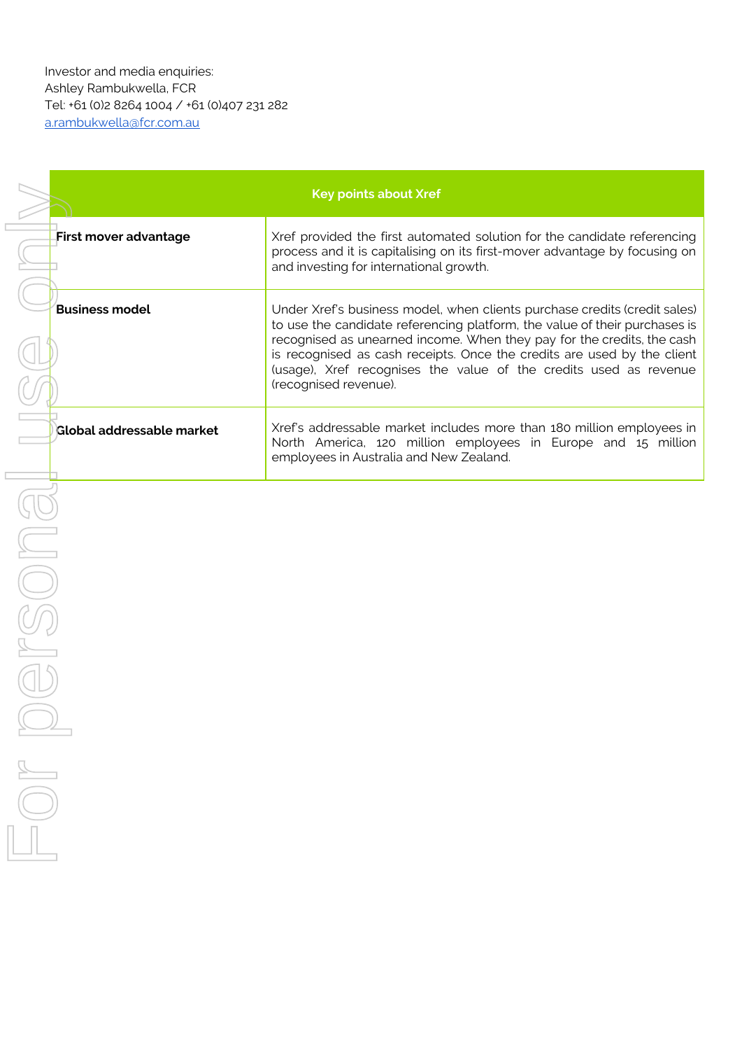Investor and media enquiries:
Ashley Rambukwella, FCR
Tel: +61 (0)2 8264 1004 / +61 (0)407 231 282
a.rambukwella@fcr.com.au

| Key points about Xref | |
|---|---|
| **First mover advantage** | Xref provided the first automated solution for the candidate referencing process and it is capitalising on its first-mover advantage by focusing on and investing for international growth. |
| **Business model** | Under Xref's business model, when clients purchase credits (credit sales) to use the candidate referencing platform, the value of their purchases is recognised as unearned income. When they pay for the credits, the cash is recognised as cash receipts. Once the credits are used by the client (usage), Xref recognises the value of the credits used as revenue (recognised revenue). |
| **Global addressable market** | Xref's addressable market includes more than 180 million employees in North America, 120 million employees in Europe and 15 million employees in Australia and New Zealand. |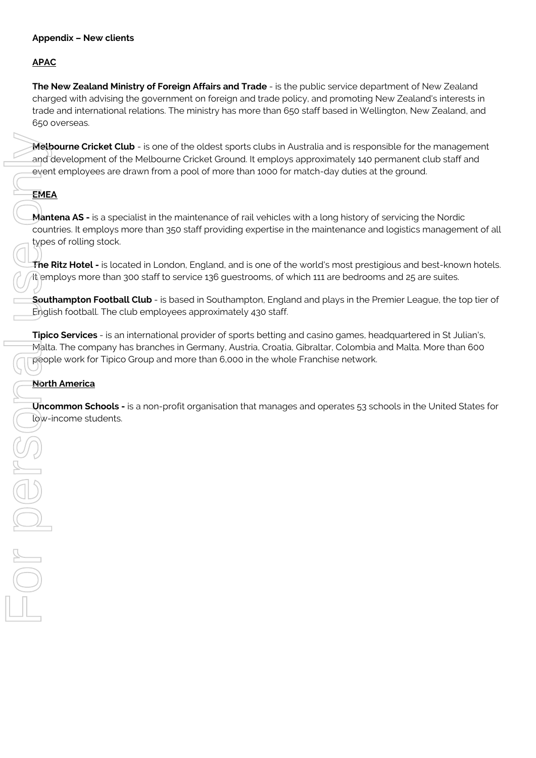**Appendix – New clients**

**APAC**

**The New Zealand Ministry of Foreign Affairs and Trade** - is the public service department of New Zealand charged with advising the government on foreign and trade policy, and promoting New Zealand's interests in trade and international relations. The ministry has more than 650 staff based in Wellington, New Zealand, and 650 overseas.

**Melbourne Cricket Club** - is one of the oldest sports clubs in Australia and is responsible for the management and development of the Melbourne Cricket Ground. It employs approximately 140 permanent club staff and event employees are drawn from a pool of more than 1000 for match-day duties at the ground.

**EMEA**

**Mantena AS -** is a specialist in the maintenance of rail vehicles with a long history of servicing the Nordic countries. It employs more than 350 staff providing expertise in the maintenance and logistics management of all types of rolling stock.

**The Ritz Hotel -** is located in London, England, and is one of the world's most prestigious and best-known hotels. It employs more than 300 staff to service 136 guestrooms, of which 111 are bedrooms and 25 are suites.

**Southampton Football Club** - is based in Southampton, England and plays in the Premier League, the top tier of English football. The club employees approximately 430 staff.

**Tipico Services** - is an international provider of sports betting and casino games, headquartered in St Julian's, Malta. The company has branches in Germany, Austria, Croatia, Gibraltar, Colombia and Malta. More than 600 people work for Tipico Group and more than 6,000 in the whole Franchise network.

**North America**

**Uncommon Schools -** is a non-profit organisation that manages and operates 53 schools in the United States for low-income students.